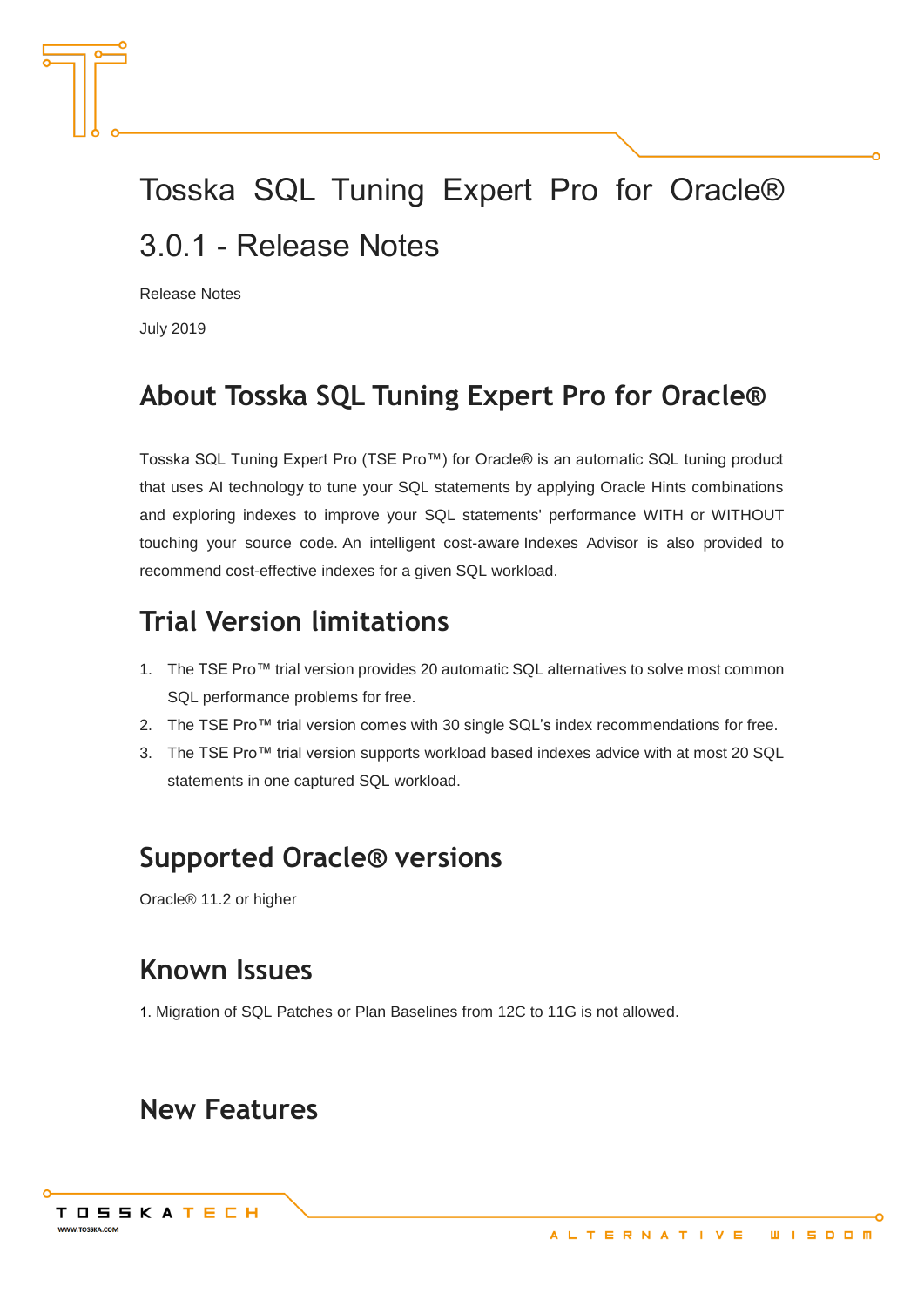# Tosska SQL Tuning Expert Pro for Oracle® 3.0.1 - Release Notes

Release Notes

July 2019

## About Tosska SQL Tuning Expert Pro for Oracle®

Tosska SQL Tuning Expert Pro (TSE Pro™) for Oracle® is an automatic SQL tuning product that uses AI technology to tune your SQL statements by applying Oracle Hints combinations and exploring indexes to improve your SQL statements' performance WITH or WITHOUT touching your source code. An intelligent cost-aware Indexes Advisor is also provided to recommend cost-effective indexes for a given SQL workload.

## Trial Version limitations

1. The TSE Pro™ trial version provides 20 automatic SQL alternatives to solve most common SQL performance problems for free.
2. The TSE Pro™ trial version comes with 30 single SQL's index recommendations for free.
3. The TSE Pro™ trial version supports workload based indexes advice with at most 20 SQL statements in one captured SQL workload.

## Supported Oracle® versions

Oracle® 11.2 or higher

## Known Issues

1. Migration of SQL Patches or Plan Baselines from 12C to 11G is not allowed.

## New Features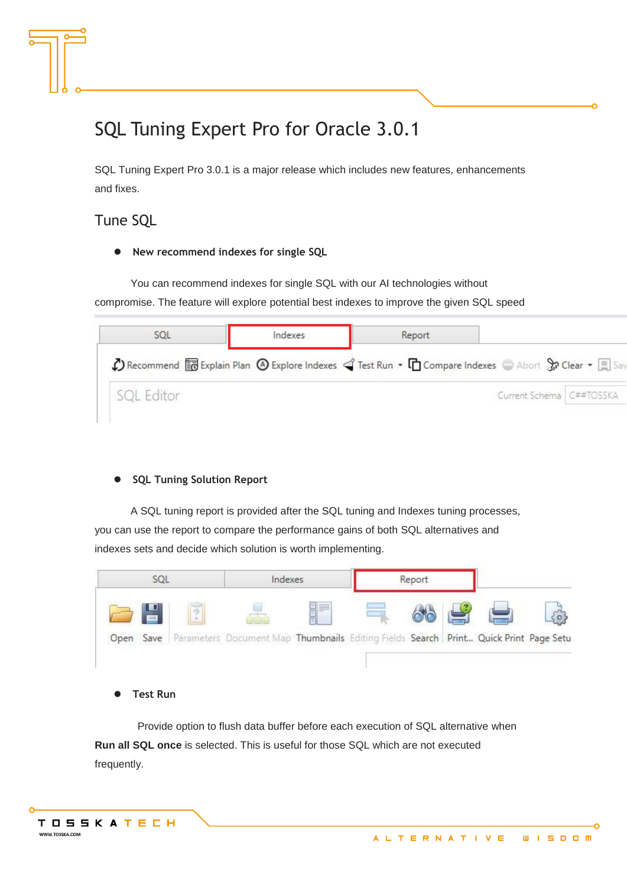# SQL Tuning Expert Pro for Oracle 3.0.1

SQL Tuning Expert Pro 3.0.1 is a major release which includes new features, enhancements and fixes.

## Tune SQL

- **New recommend indexes for single SQL**

You can recommend indexes for single SQL with our AI technologies without compromise. The feature will explore potential best indexes to improve the given SQL speed

- **SQL Tuning Solution Report**

A SQL tuning report is provided after the SQL tuning and Indexes tuning processes, you can use the report to compare the performance gains of both SQL alternatives and indexes sets and decide which solution is worth implementing.

- **Test Run**

Provide option to flush data buffer before each execution of SQL alternative when **Run all SQL once** is selected. This is useful for those SQL which are not executed frequently.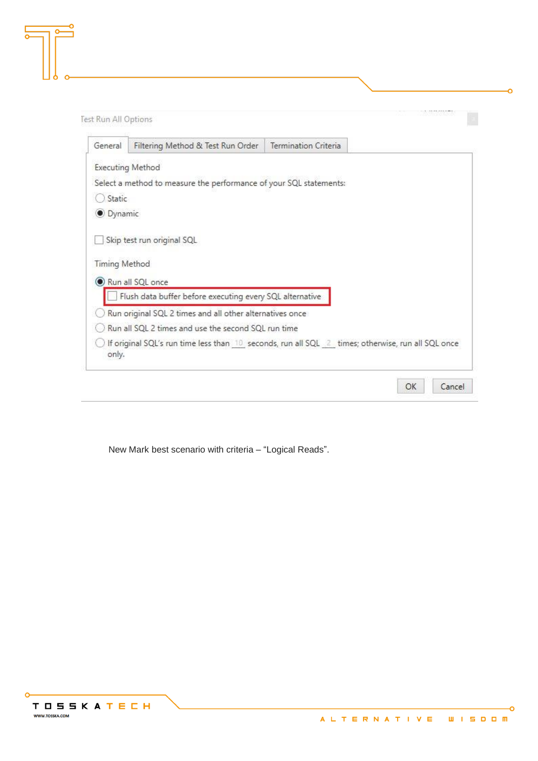Test Run All Options

General | Filtering Method & Test Run Order | Termination Criteria

Executing Method

Select a method to measure the performance of your SQL statements:

- ○ Static
- ◉ Dynamic

☐ Skip test run original SQL

Timing Method

- ◉ Run all SQL once
  - ☐ Flush data buffer before executing every SQL alternative
- ○ Run original SQL 2 times and all other alternatives once
- ○ Run all SQL 2 times and use the second SQL run time
- ○ If original SQL's run time less than 10 seconds, run all SQL 2 times; otherwise, run all SQL once only.

OK | Cancel

New Mark best scenario with criteria – "Logical Reads".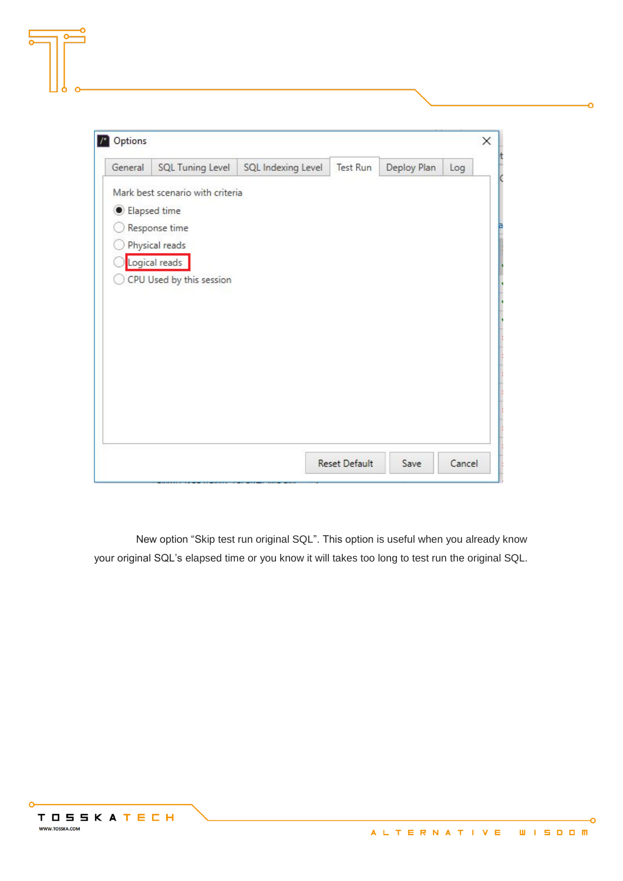New option “Skip test run original SQL”. This option is useful when you already know your original SQL’s elapsed time or you know it will takes too long to test run the original SQL.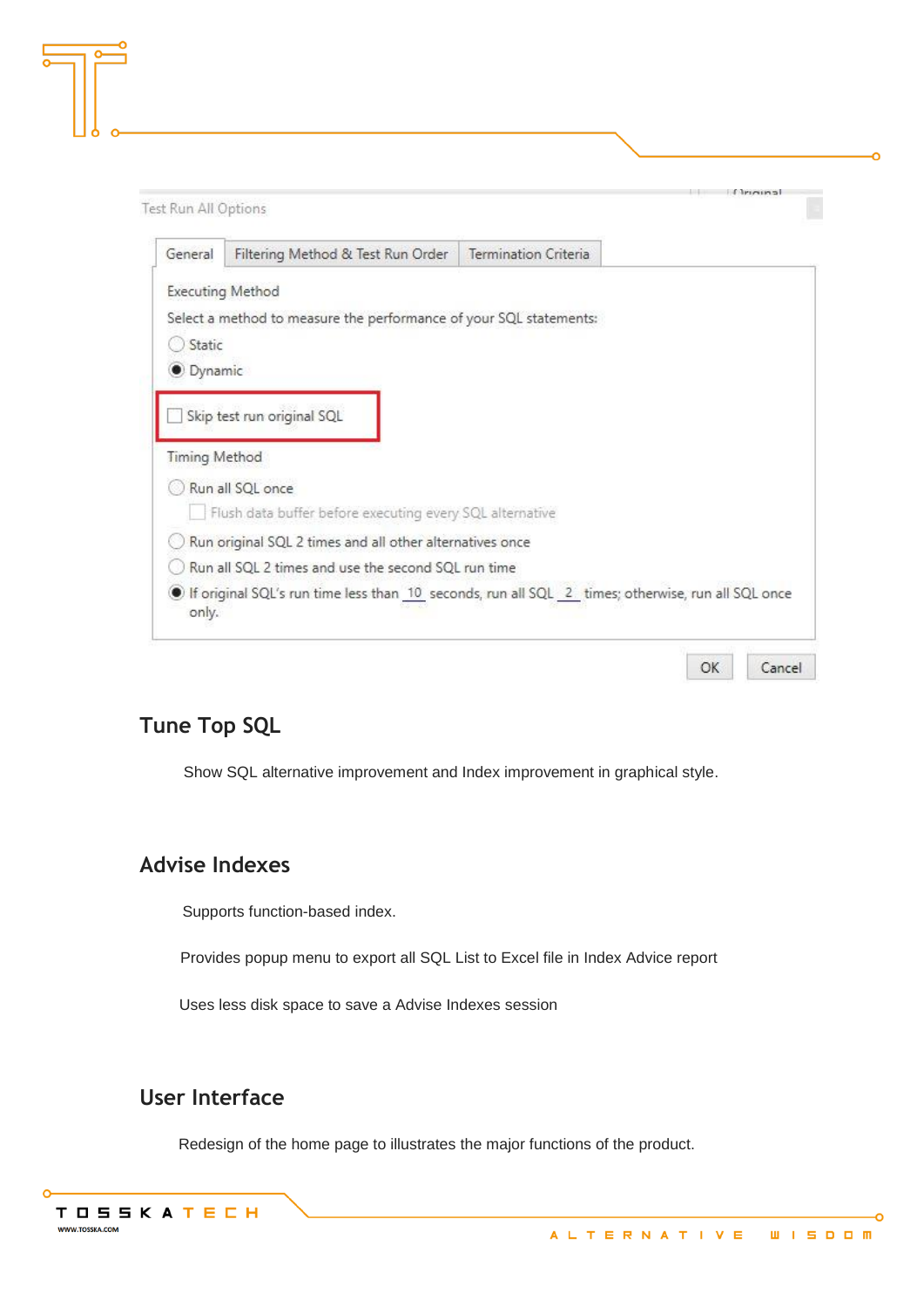Test Run All Options

General | Filtering Method & Test Run Order | Termination Criteria

Executing Method

Select a method to measure the performance of your SQL statements:

- ( ) Static
- (•) Dynamic

[ ] Skip test run original SQL

Timing Method

- ( ) Run all SQL once
  - [ ] Flush data buffer before executing every SQL alternative
- ( ) Run original SQL 2 times and all other alternatives once
- ( ) Run all SQL 2 times and use the second SQL run time
- (•) If original SQL's run time less than 10 seconds, run all SQL 2 times; otherwise, run all SQL once only.

OK | Cancel

## Tune Top SQL

Show SQL alternative improvement and Index improvement in graphical style.

## Advise Indexes

Supports function-based index.

Provides popup menu to export all SQL List to Excel file in Index Advice report

Uses less disk space to save a Advise Indexes session

## User Interface

Redesign of the home page to illustrates the major functions of the product.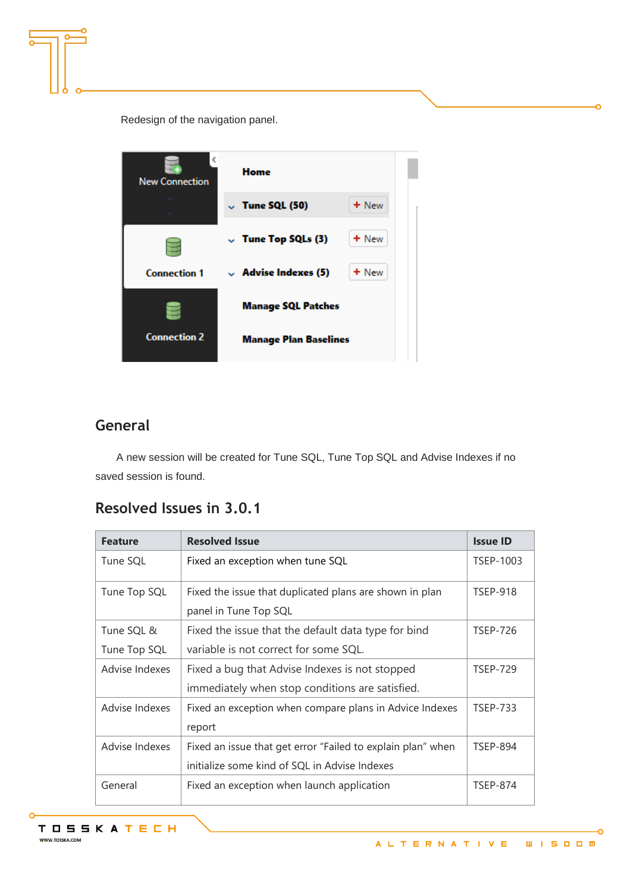Redesign of the navigation panel.

## General

A new session will be created for Tune SQL, Tune Top SQL and Advise Indexes if no saved session is found.

## Resolved Issues in 3.0.1

| Feature | Resolved Issue | Issue ID |
|---|---|---|
| Tune SQL | Fixed an exception when tune SQL | TSEP-1003 |
| Tune Top SQL | Fixed the issue that duplicated plans are shown in plan panel in Tune Top SQL | TSEP-918 |
| Tune SQL & Tune Top SQL | Fixed the issue that the default data type for bind variable is not correct for some SQL. | TSEP-726 |
| Advise Indexes | Fixed a bug that Advise Indexes is not stopped immediately when stop conditions are satisfied. | TSEP-729 |
| Advise Indexes | Fixed an exception when compare plans in Advice Indexes report | TSEP-733 |
| Advise Indexes | Fixed an issue that get error “Failed to explain plan” when initialize some kind of SQL in Advise Indexes | TSEP-894 |
| General | Fixed an exception when launch application | TSEP-874 |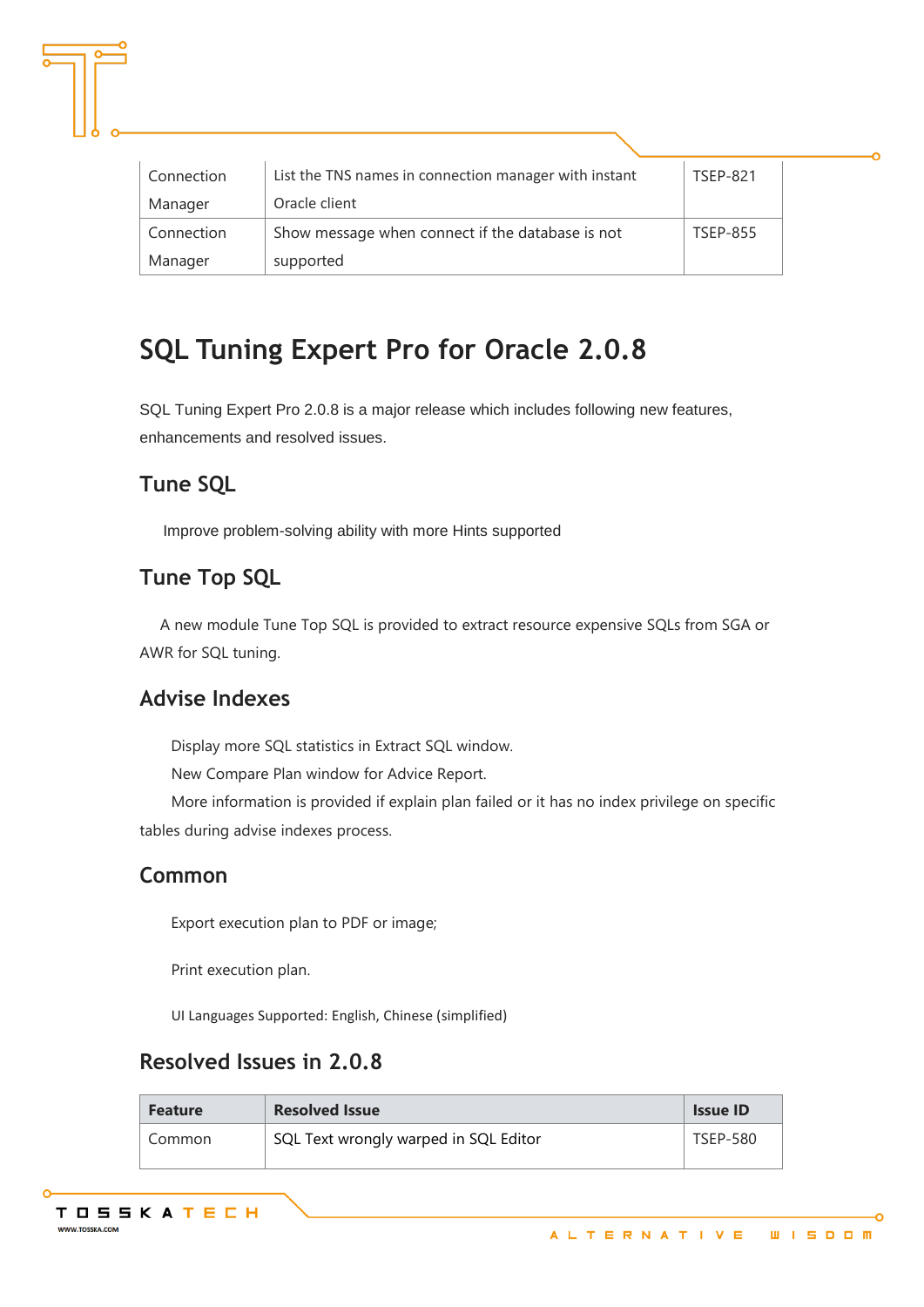| Connection Manager | List the TNS names in connection manager with instant Oracle client | TSEP-821 |
|---|---|---|
| Connection Manager | Show message when connect if the database is not supported | TSEP-855 |

# SQL Tuning Expert Pro for Oracle 2.0.8

SQL Tuning Expert Pro 2.0.8 is a major release which includes following new features, enhancements and resolved issues.

## Tune SQL

Improve problem-solving ability with more Hints supported

## Tune Top SQL

A new module Tune Top SQL is provided to extract resource expensive SQLs from SGA or AWR for SQL tuning.

## Advise Indexes

Display more SQL statistics in Extract SQL window.

New Compare Plan window for Advice Report.

More information is provided if explain plan failed or it has no index privilege on specific tables during advise indexes process.

## Common

Export execution plan to PDF or image;

Print execution plan.

UI Languages Supported: English, Chinese (simplified)

## Resolved Issues in 2.0.8

| Feature | Resolved Issue | Issue ID |
|---|---|---|
| Common | SQL Text wrongly warped in SQL Editor | TSEP-580 |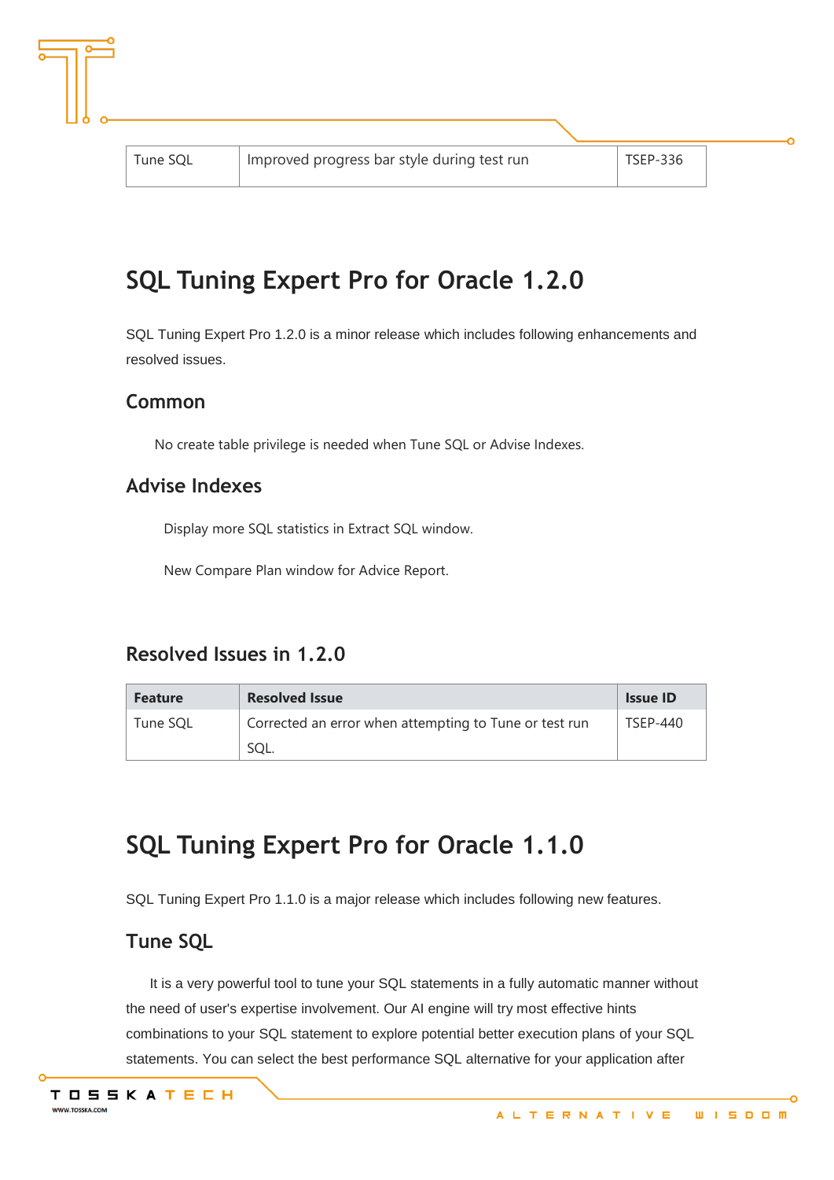| Tune SQL | Improved progress bar style during test run | TSEP-336 |
|---|---|---|

# SQL Tuning Expert Pro for Oracle 1.2.0

SQL Tuning Expert Pro 1.2.0 is a minor release which includes following enhancements and resolved issues.

## Common

No create table privilege is needed when Tune SQL or Advise Indexes.

## Advise Indexes

Display more SQL statistics in Extract SQL window.

New Compare Plan window for Advice Report.

## Resolved Issues in 1.2.0

| Feature | Resolved Issue | Issue ID |
|---|---|---|
| Tune SQL | Corrected an error when attempting to Tune or test run SQL. | TSEP-440 |

# SQL Tuning Expert Pro for Oracle 1.1.0

SQL Tuning Expert Pro 1.1.0 is a major release which includes following new features.

## Tune SQL

It is a very powerful tool to tune your SQL statements in a fully automatic manner without the need of user's expertise involvement. Our AI engine will try most effective hints combinations to your SQL statement to explore potential better execution plans of your SQL statements. You can select the best performance SQL alternative for your application after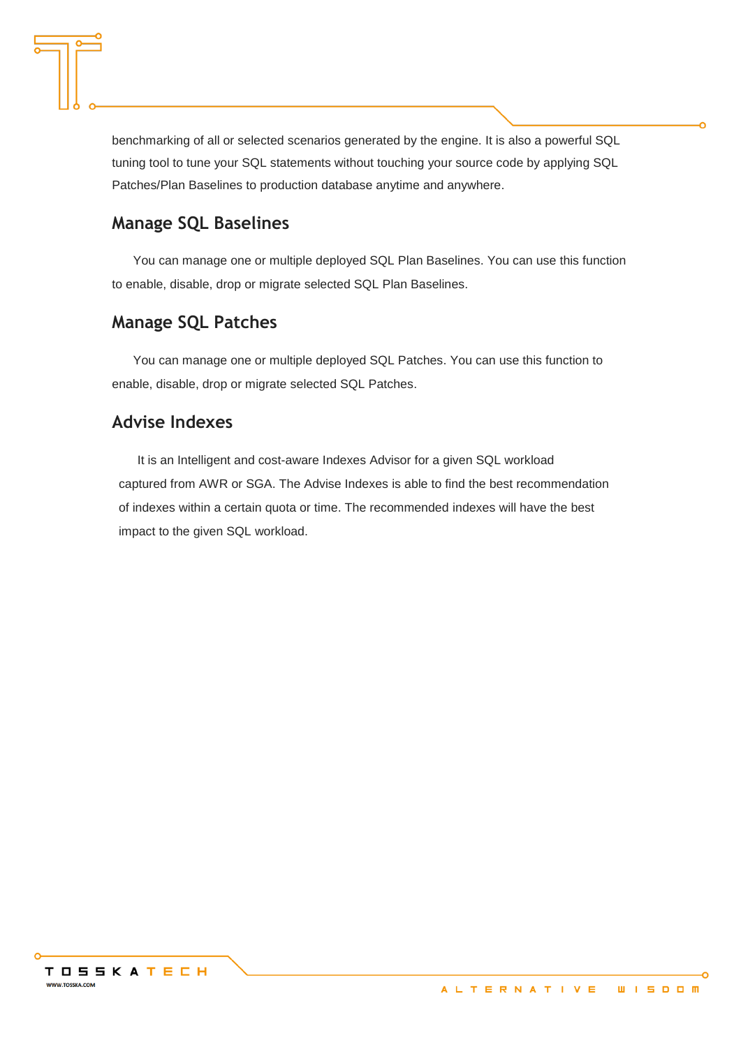benchmarking of all or selected scenarios generated by the engine. It is also a powerful SQL tuning tool to tune your SQL statements without touching your source code by applying SQL Patches/Plan Baselines to production database anytime and anywhere.

## Manage SQL Baselines

You can manage one or multiple deployed SQL Plan Baselines. You can use this function to enable, disable, drop or migrate selected SQL Plan Baselines.

## Manage SQL Patches

You can manage one or multiple deployed SQL Patches. You can use this function to enable, disable, drop or migrate selected SQL Patches.

## Advise Indexes

It is an Intelligent and cost-aware Indexes Advisor for a given SQL workload captured from AWR or SGA. The Advise Indexes is able to find the best recommendation of indexes within a certain quota or time. The recommended indexes will have the best impact to the given SQL workload.